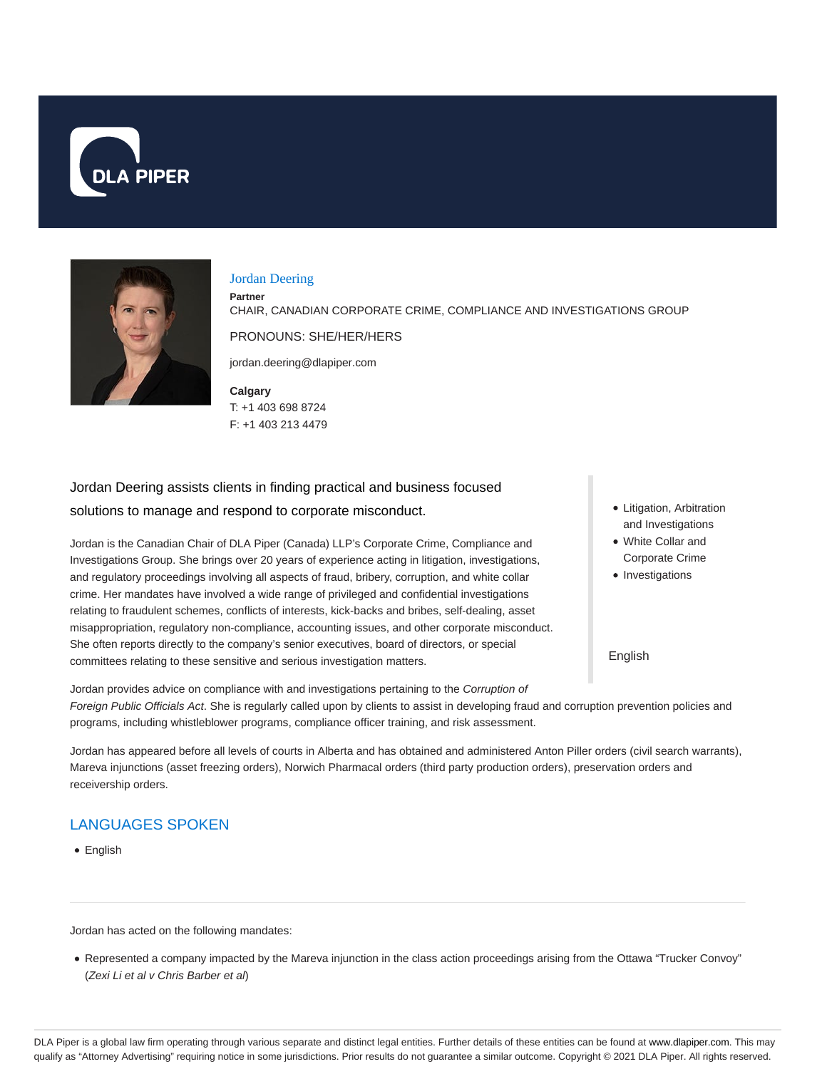# Jordan Deering

**Partner**

CHAIR, CANADIAN CORPORATE CRIME, COMPLIANCE AND INVESTIGATIONS GROUP

PRONOUNS: SHE/HER/HERS

jordan.deering@dlapiper.com

**Calgary**

T: +1 403 698 8724

F: +1 403 213 4479

- Litigation, Arbitration and Investigations
- White Collar and Corporate Crime
- Investigations

English

Jordan Deering assists clients in finding practical and business focused solutions to manage and respond to corporate misconduct.

Jordan is the Canadian Chair of DLA Piper (Canada) LLP's Corporate Crime, Compliance and Investigations Group. She brings over 20 years of experience acting in litigation, investigations, and regulatory proceedings involving all aspects of fraud, bribery, corruption, and white collar crime. Her mandates have involved a wide range of privileged and confidential investigations relating to fraudulent schemes, conflicts of interests, kick-backs and bribes, self-dealing, asset misappropriation, regulatory non-compliance, accounting issues, and other corporate misconduct. She often reports directly to the company's senior executives, board of directors, or special committees relating to these sensitive and serious investigation matters.

Jordan provides advice on compliance with and investigations pertaining to the *Corruption of Foreign Public Officials Act*. She is regularly called upon by clients to assist in developing fraud and corruption prevention policies and programs, including whistleblower programs, compliance officer training, and risk assessment.

Jordan has appeared before all levels of courts in Alberta and has obtained and administered Anton Piller orders (civil search warrants), Mareva injunctions (asset freezing orders), Norwich Pharmacal orders (third party production orders), preservation orders and receivership orders.

## LANGUAGES SPOKEN

- English

---

Jordan has acted on the following mandates:

- Represented a company impacted by the Mareva injunction in the class action proceedings arising from the Ottawa "Trucker Convoy" (*Zexi Li et al v Chris Barber et al*)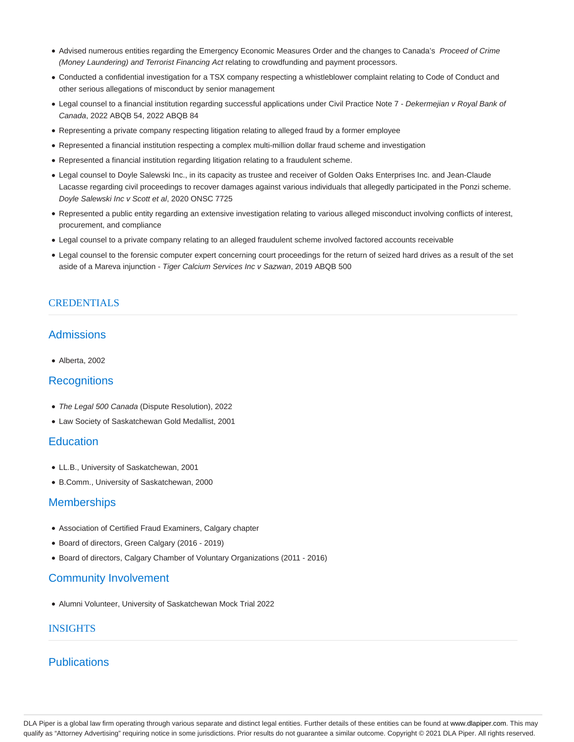- Advised numerous entities regarding the Emergency Economic Measures Order and the changes to Canada's *Proceed of Crime (Money Laundering) and Terrorist Financing Act* relating to crowdfunding and payment processors.
- Conducted a confidential investigation for a TSX company respecting a whistleblower complaint relating to Code of Conduct and other serious allegations of misconduct by senior management
- Legal counsel to a financial institution regarding successful applications under Civil Practice Note 7 - *Dekermejian v Royal Bank of Canada*, 2022 ABQB 54, 2022 ABQB 84
- Representing a private company respecting litigation relating to alleged fraud by a former employee
- Represented a financial institution respecting a complex multi-million dollar fraud scheme and investigation
- Represented a financial institution regarding litigation relating to a fraudulent scheme.
- Legal counsel to Doyle Salewski Inc., in its capacity as trustee and receiver of Golden Oaks Enterprises Inc. and Jean-Claude Lacasse regarding civil proceedings to recover damages against various individuals that allegedly participated in the Ponzi scheme. *Doyle Salewski Inc v Scott et al*, 2020 ONSC 7725
- Represented a public entity regarding an extensive investigation relating to various alleged misconduct involving conflicts of interest, procurement, and compliance
- Legal counsel to a private company relating to an alleged fraudulent scheme involved factored accounts receivable
- Legal counsel to the forensic computer expert concerning court proceedings for the return of seized hard drives as a result of the set aside of a Mareva injunction - *Tiger Calcium Services Inc v Sazwan*, 2019 ABQB 500

## CREDENTIALS

### Admissions

- Alberta, 2002

### Recognitions

- *The Legal 500 Canada* (Dispute Resolution), 2022
- Law Society of Saskatchewan Gold Medallist, 2001

### Education

- LL.B., University of Saskatchewan, 2001
- B.Comm., University of Saskatchewan, 2000

### Memberships

- Association of Certified Fraud Examiners, Calgary chapter
- Board of directors, Green Calgary (2016 - 2019)
- Board of directors, Calgary Chamber of Voluntary Organizations (2011 - 2016)

### Community Involvement

- Alumni Volunteer, University of Saskatchewan Mock Trial 2022

## INSIGHTS

### Publications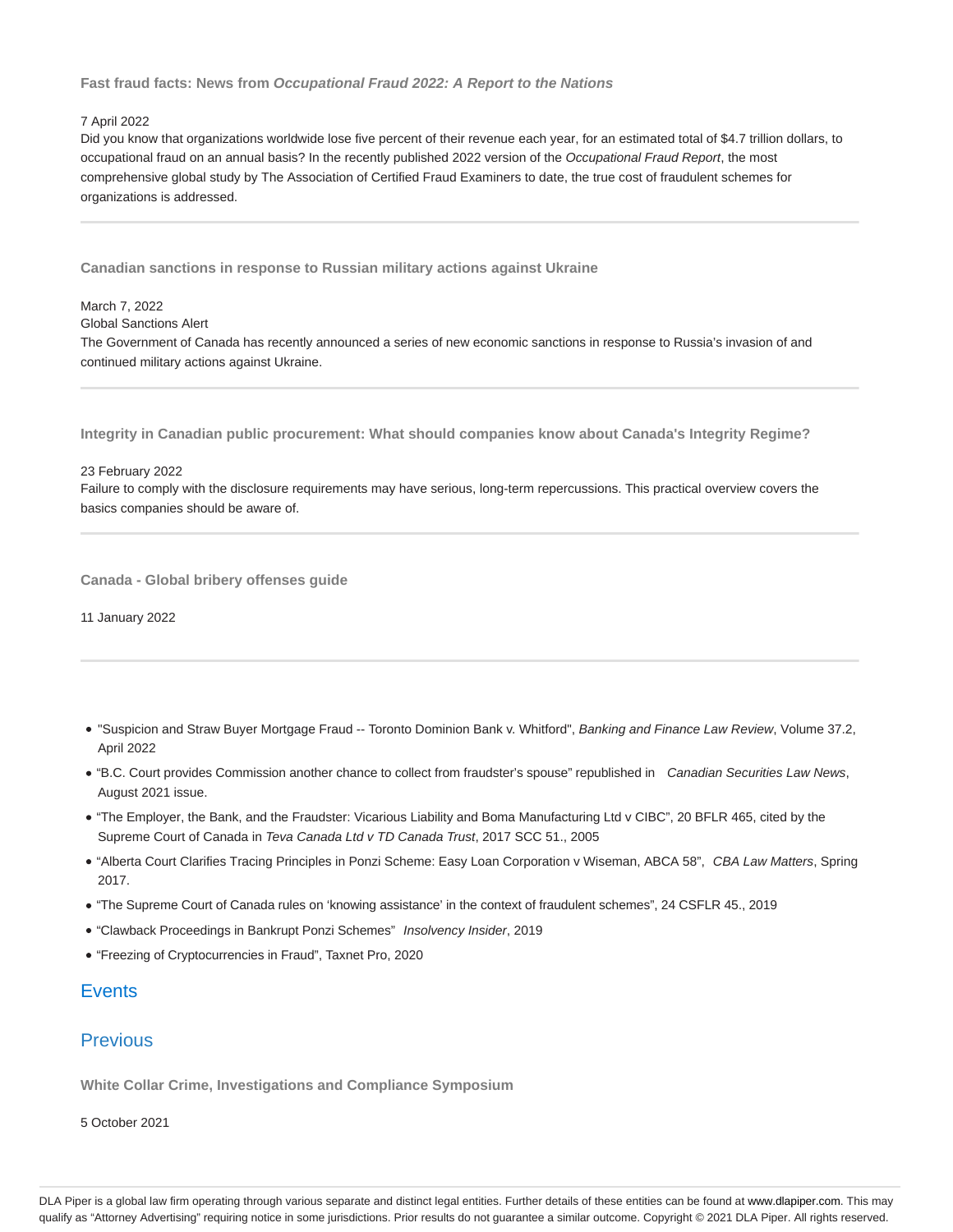**Fast fraud facts: News from *Occupational Fraud 2022: A Report to the Nations***

7 April 2022

Did you know that organizations worldwide lose five percent of their revenue each year, for an estimated total of $4.7 trillion dollars, to occupational fraud on an annual basis? In the recently published 2022 version of the *Occupational Fraud Report*, the most comprehensive global study by The Association of Certified Fraud Examiners to date, the true cost of fraudulent schemes for organizations is addressed.

---

**Canadian sanctions in response to Russian military actions against Ukraine**

March 7, 2022

Global Sanctions Alert

The Government of Canada has recently announced a series of new economic sanctions in response to Russia's invasion of and continued military actions against Ukraine.

---

**Integrity in Canadian public procurement: What should companies know about Canada's Integrity Regime?**

23 February 2022

Failure to comply with the disclosure requirements may have serious, long-term repercussions. This practical overview covers the basics companies should be aware of.

---

**Canada - Global bribery offenses guide**

11 January 2022

---

- "Suspicion and Straw Buyer Mortgage Fraud -- Toronto Dominion Bank v. Whitford", *Banking and Finance Law Review*, Volume 37.2, April 2022
- "B.C. Court provides Commission another chance to collect from fraudster's spouse" republished in *Canadian Securities Law News*, August 2021 issue.
- "The Employer, the Bank, and the Fraudster: Vicarious Liability and Boma Manufacturing Ltd v CIBC", 20 BFLR 465, cited by the Supreme Court of Canada in *Teva Canada Ltd v TD Canada Trust*, 2017 SCC 51., 2005
- "Alberta Court Clarifies Tracing Principles in Ponzi Scheme: Easy Loan Corporation v Wiseman, ABCA 58", *CBA Law Matters*, Spring 2017.
- "The Supreme Court of Canada rules on 'knowing assistance' in the context of fraudulent schemes", 24 CSFLR 45., 2019
- "Clawback Proceedings in Bankrupt Ponzi Schemes" *Insolvency Insider*, 2019
- "Freezing of Cryptocurrencies in Fraud", Taxnet Pro, 2020

## Events

## Previous

**White Collar Crime, Investigations and Compliance Symposium**

5 October 2021

DLA Piper is a global law firm operating through various separate and distinct legal entities. Further details of these entities can be found at www.dlapiper.com. This may qualify as "Attorney Advertising" requiring notice in some jurisdictions. Prior results do not guarantee a similar outcome. Copyright © 2021 DLA Piper. All rights reserved.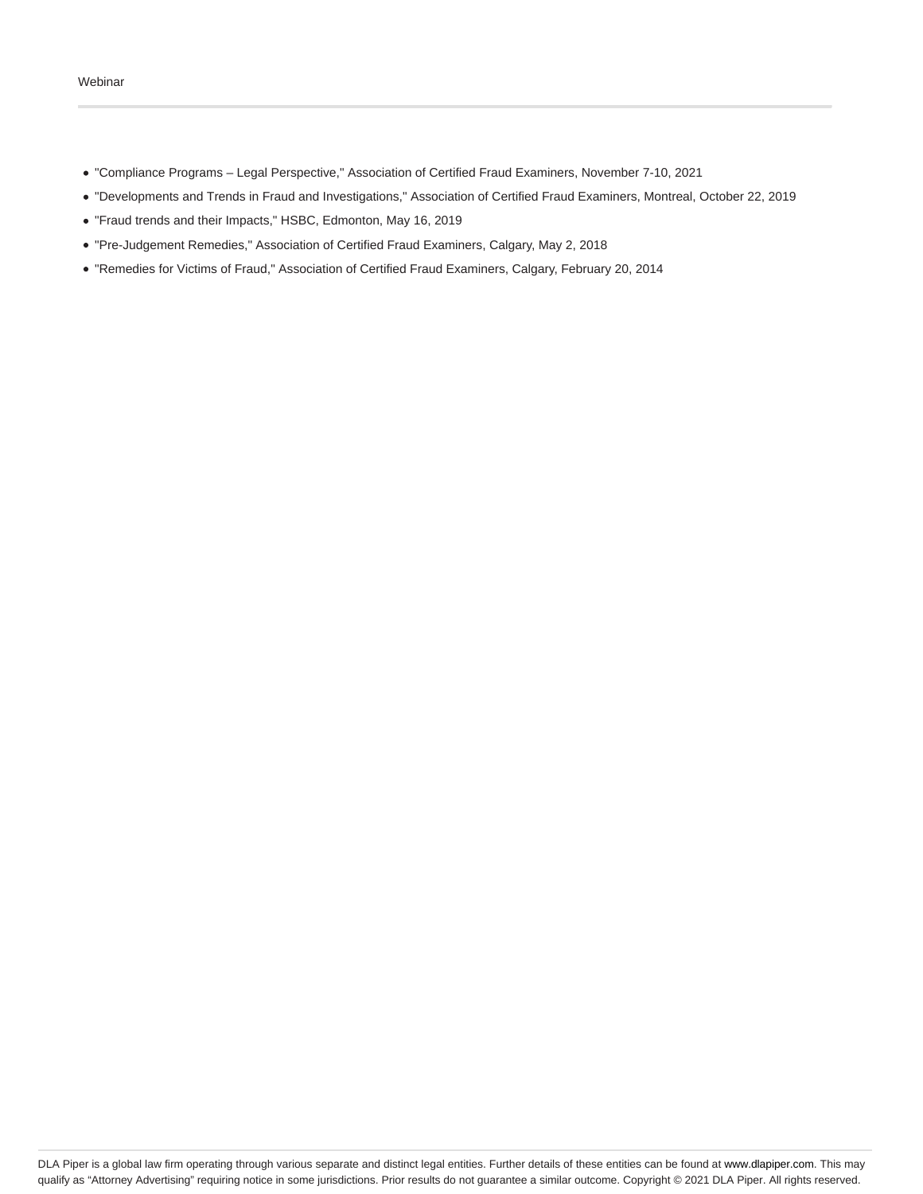Webinar

---

- "Compliance Programs – Legal Perspective," Association of Certified Fraud Examiners, November 7-10, 2021
- "Developments and Trends in Fraud and Investigations," Association of Certified Fraud Examiners, Montreal, October 22, 2019
- "Fraud trends and their Impacts," HSBC, Edmonton, May 16, 2019
- "Pre-Judgement Remedies," Association of Certified Fraud Examiners, Calgary, May 2, 2018
- "Remedies for Victims of Fraud," Association of Certified Fraud Examiners, Calgary, February 20, 2014

DLA Piper is a global law firm operating through various separate and distinct legal entities. Further details of these entities can be found at www.dlapiper.com. This may qualify as "Attorney Advertising" requiring notice in some jurisdictions. Prior results do not guarantee a similar outcome. Copyright © 2021 DLA Piper. All rights reserved.